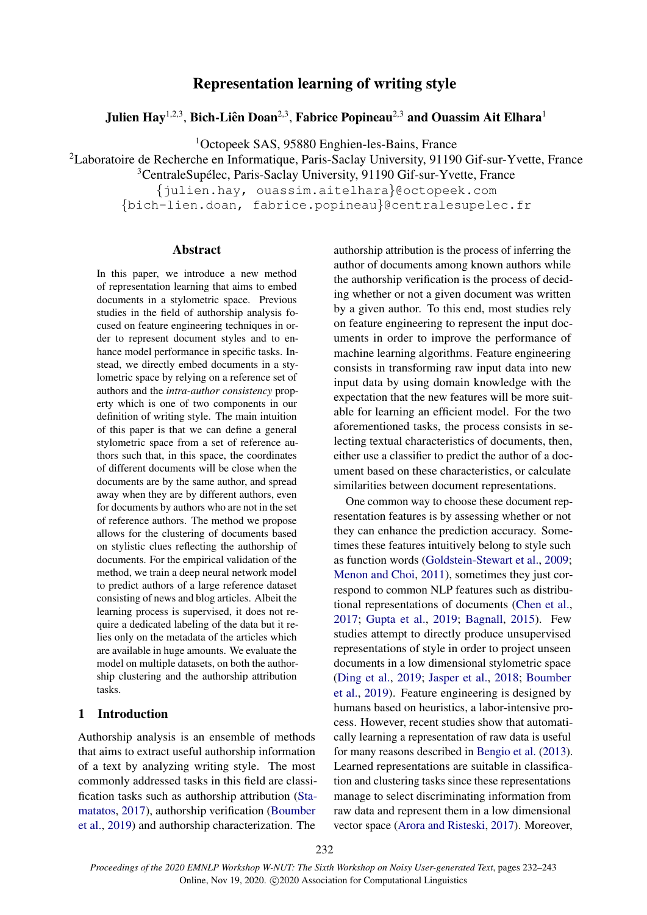# Representation learning of writing style

**Julien Hay**[1,2,3], **Bich-Liên Doan**[2,3], **Fabrice Popineau**[2,3] **and Ouassim Ait Elhara**[1]

[1]Octopeek SAS, 95880 Enghien-les-Bains, France

[2]Laboratoire de Recherche en Informatique, Paris-Saclay University, 91190 Gif-sur-Yvette, France

[3]CentraleSupélec, Paris-Saclay University, 91190 Gif-sur-Yvette, France

{julien.hay, ouassim.aitelhara}@octopeek.com

{bich-lien.doan, fabrice.popineau}@centralesupelec.fr

## Abstract

In this paper, we introduce a new method of representation learning that aims to embed documents in a stylometric space. Previous studies in the field of authorship analysis focused on feature engineering techniques in order to represent document styles and to enhance model performance in specific tasks. Instead, we directly embed documents in a stylometric space by relying on a reference set of authors and the *intra-author consistency* property which is one of two components in our definition of writing style. The main intuition of this paper is that we can define a general stylometric space from a set of reference authors such that, in this space, the coordinates of different documents will be close when the documents are by the same author, and spread away when they are by different authors, even for documents by authors who are not in the set of reference authors. The method we propose allows for the clustering of documents based on stylistic clues reflecting the authorship of documents. For the empirical validation of the method, we train a deep neural network model to predict authors of a large reference dataset consisting of news and blog articles. Albeit the learning process is supervised, it does not require a dedicated labeling of the data but it relies only on the metadata of the articles which are available in huge amounts. We evaluate the model on multiple datasets, on both the authorship clustering and the authorship attribution tasks.

## 1 Introduction

Authorship analysis is an ensemble of methods that aims to extract useful authorship information of a text by analyzing writing style. The most commonly addressed tasks in this field are classification tasks such as authorship attribution (Stamatatos, 2017), authorship verification (Boumber et al., 2019) and authorship characterization. The authorship attribution is the process of inferring the author of documents among known authors while the authorship verification is the process of deciding whether or not a given document was written by a given author. To this end, most studies rely on feature engineering to represent the input documents in order to improve the performance of machine learning algorithms. Feature engineering consists in transforming raw input data into new input data by using domain knowledge with the expectation that the new features will be more suitable for learning an efficient model. For the two aforementioned tasks, the process consists in selecting textual characteristics of documents, then, either use a classifier to predict the author of a document based on these characteristics, or calculate similarities between document representations.

One common way to choose these document representation features is by assessing whether or not they can enhance the prediction accuracy. Sometimes these features intuitively belong to style such as function words (Goldstein-Stewart et al., 2009; Menon and Choi, 2011), sometimes they just correspond to common NLP features such as distributional representations of documents (Chen et al., 2017; Gupta et al., 2019; Bagnall, 2015). Few studies attempt to directly produce unsupervised representations of style in order to project unseen documents in a low dimensional stylometric space (Ding et al., 2019; Jasper et al., 2018; Boumber et al., 2019). Feature engineering is designed by humans based on heuristics, a labor-intensive process. However, recent studies show that automatically learning a representation of raw data is useful for many reasons described in Bengio et al. (2013). Learned representations are suitable in classification and clustering tasks since these representations manage to select discriminating information from raw data and represent them in a low dimensional vector space (Arora and Risteski, 2017). Moreover,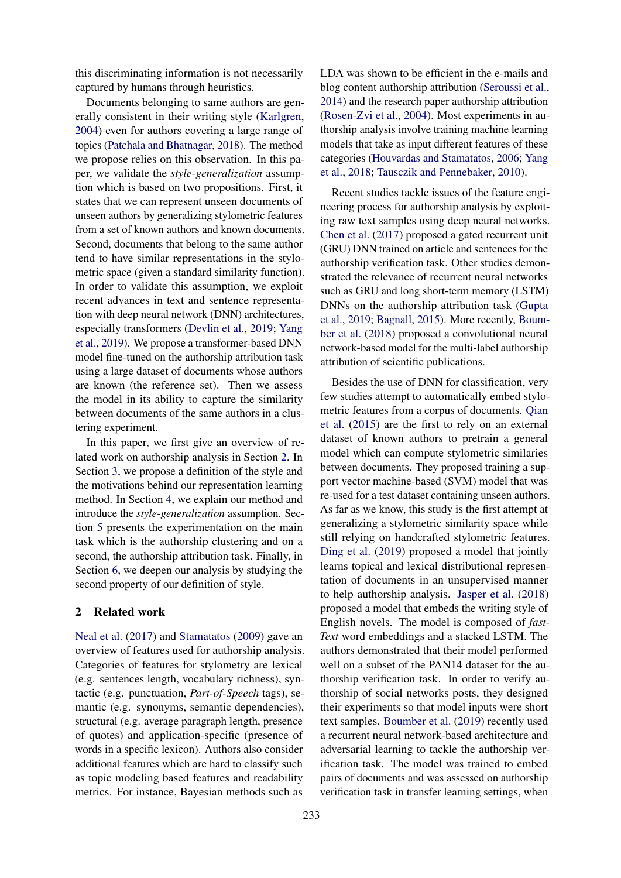this discriminating information is not necessarily captured by humans through heuristics.

Documents belonging to same authors are generally consistent in their writing style (Karlgren, 2004) even for authors covering a large range of topics (Patchala and Bhatnagar, 2018). The method we propose relies on this observation. In this paper, we validate the *style-generalization* assumption which is based on two propositions. First, it states that we can represent unseen documents of unseen authors by generalizing stylometric features from a set of known authors and known documents. Second, documents that belong to the same author tend to have similar representations in the stylometric space (given a standard similarity function). In order to validate this assumption, we exploit recent advances in text and sentence representation with deep neural network (DNN) architectures, especially transformers (Devlin et al., 2019; Yang et al., 2019). We propose a transformer-based DNN model fine-tuned on the authorship attribution task using a large dataset of documents whose authors are known (the reference set). Then we assess the model in its ability to capture the similarity between documents of the same authors in a clustering experiment.

In this paper, we first give an overview of related work on authorship analysis in Section 2. In Section 3, we propose a definition of the style and the motivations behind our representation learning method. In Section 4, we explain our method and introduce the *style-generalization* assumption. Section 5 presents the experimentation on the main task which is the authorship clustering and on a second, the authorship attribution task. Finally, in Section 6, we deepen our analysis by studying the second property of our definition of style.

## 2 Related work

Neal et al. (2017) and Stamatatos (2009) gave an overview of features used for authorship analysis. Categories of features for stylometry are lexical (e.g. sentences length, vocabulary richness), syntactic (e.g. punctuation, *Part-of-Speech* tags), semantic (e.g. synonyms, semantic dependencies), structural (e.g. average paragraph length, presence of quotes) and application-specific (presence of words in a specific lexicon). Authors also consider additional features which are hard to classify such as topic modeling based features and readability metrics. For instance, Bayesian methods such as LDA was shown to be efficient in the e-mails and blog content authorship attribution (Seroussi et al., 2014) and the research paper authorship attribution (Rosen-Zvi et al., 2004). Most experiments in authorship analysis involve training machine learning models that take as input different features of these categories (Houvardas and Stamatatos, 2006; Yang et al., 2018; Tausczik and Pennebaker, 2010).

Recent studies tackle issues of the feature engineering process for authorship analysis by exploiting raw text samples using deep neural networks. Chen et al. (2017) proposed a gated recurrent unit (GRU) DNN trained on article and sentences for the authorship verification task. Other studies demonstrated the relevance of recurrent neural networks such as GRU and long short-term memory (LSTM) DNNs on the authorship attribution task (Gupta et al., 2019; Bagnall, 2015). More recently, Boumber et al. (2018) proposed a convolutional neural network-based model for the multi-label authorship attribution of scientific publications.

Besides the use of DNN for classification, very few studies attempt to automatically embed stylometric features from a corpus of documents. Qian et al. (2015) are the first to rely on an external dataset of known authors to pretrain a general model which can compute stylometric similaries between documents. They proposed training a support vector machine-based (SVM) model that was re-used for a test dataset containing unseen authors. As far as we know, this study is the first attempt at generalizing a stylometric similarity space while still relying on handcrafted stylometric features. Ding et al. (2019) proposed a model that jointly learns topical and lexical distributional representation of documents in an unsupervised manner to help authorship analysis. Jasper et al. (2018) proposed a model that embeds the writing style of English novels. The model is composed of *fastText* word embeddings and a stacked LSTM. The authors demonstrated that their model performed well on a subset of the PAN14 dataset for the authorship verification task. In order to verify authorship of social networks posts, they designed their experiments so that model inputs were short text samples. Boumber et al. (2019) recently used a recurrent neural network-based architecture and adversarial learning to tackle the authorship verification task. The model was trained to embed pairs of documents and was assessed on authorship verification task in transfer learning settings, when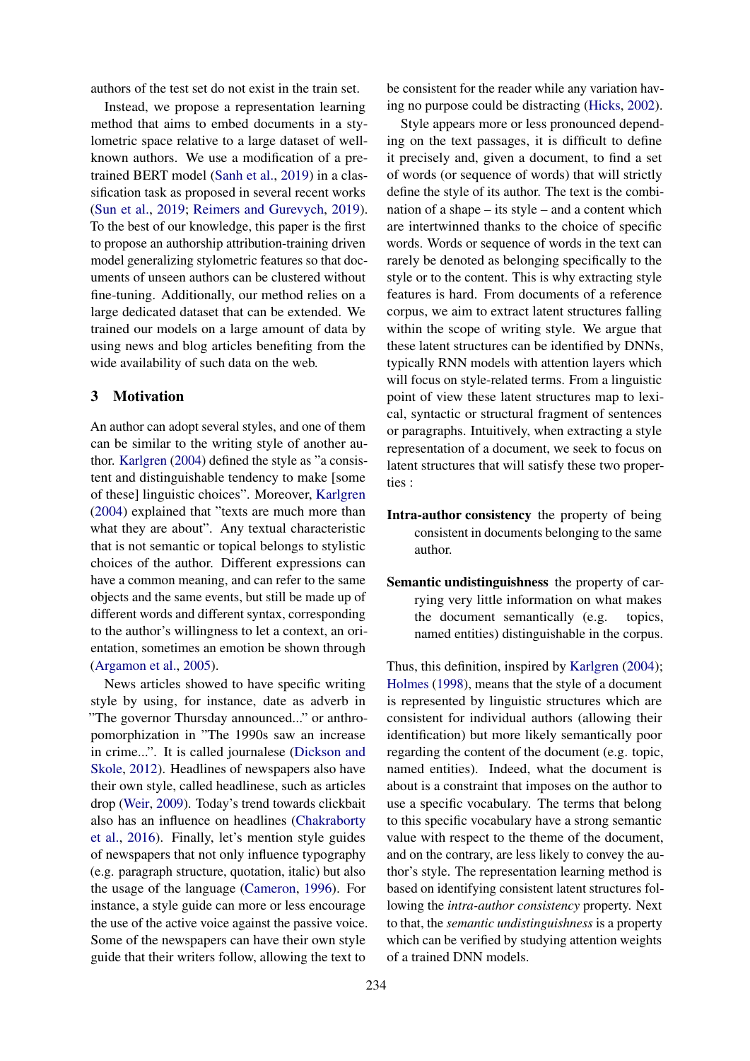authors of the test set do not exist in the train set.

Instead, we propose a representation learning method that aims to embed documents in a stylometric space relative to a large dataset of well-known authors. We use a modification of a pre-trained BERT model (Sanh et al., 2019) in a classification task as proposed in several recent works (Sun et al., 2019; Reimers and Gurevych, 2019). To the best of our knowledge, this paper is the first to propose an authorship attribution-training driven model generalizing stylometric features so that documents of unseen authors can be clustered without fine-tuning. Additionally, our method relies on a large dedicated dataset that can be extended. We trained our models on a large amount of data by using news and blog articles benefiting from the wide availability of such data on the web.

## 3 Motivation

An author can adopt several styles, and one of them can be similar to the writing style of another author. Karlgren (2004) defined the style as "a consistent and distinguishable tendency to make [some of these] linguistic choices". Moreover, Karlgren (2004) explained that "texts are much more than what they are about". Any textual characteristic that is not semantic or topical belongs to stylistic choices of the author. Different expressions can have a common meaning, and can refer to the same objects and the same events, but still be made up of different words and different syntax, corresponding to the author's willingness to let a context, an orientation, sometimes an emotion be shown through (Argamon et al., 2005).

News articles showed to have specific writing style by using, for instance, date as adverb in "The governor Thursday announced..." or anthropomorphization in "The 1990s saw an increase in crime...". It is called journalese (Dickson and Skole, 2012). Headlines of newspapers also have their own style, called headlinese, such as articles drop (Weir, 2009). Today's trend towards clickbait also has an influence on headlines (Chakraborty et al., 2016). Finally, let's mention style guides of newspapers that not only influence typography (e.g. paragraph structure, quotation, italic) but also the usage of the language (Cameron, 1996). For instance, a style guide can more or less encourage the use of the active voice against the passive voice. Some of the newspapers can have their own style guide that their writers follow, allowing the text to be consistent for the reader while any variation having no purpose could be distracting (Hicks, 2002).

Style appears more or less pronounced depending on the text passages, it is difficult to define it precisely and, given a document, to find a set of words (or sequence of words) that will strictly define the style of its author. The text is the combination of a shape – its style – and a content which are intertwinned thanks to the choice of specific words. Words or sequence of words in the text can rarely be denoted as belonging specifically to the style or to the content. This is why extracting style features is hard. From documents of a reference corpus, we aim to extract latent structures falling within the scope of writing style. We argue that these latent structures can be identified by DNNs, typically RNN models with attention layers which will focus on style-related terms. From a linguistic point of view these latent structures map to lexical, syntactic or structural fragment of sentences or paragraphs. Intuitively, when extracting a style representation of a document, we seek to focus on latent structures that will satisfy these two properties :

**Intra-author consistency** the property of being consistent in documents belonging to the same author.

**Semantic undistinguishness** the property of carrying very little information on what makes the document semantically (e.g. topics, named entities) distinguishable in the corpus.

Thus, this definition, inspired by Karlgren (2004); Holmes (1998), means that the style of a document is represented by linguistic structures which are consistent for individual authors (allowing their identification) but more likely semantically poor regarding the content of the document (e.g. topic, named entities). Indeed, what the document is about is a constraint that imposes on the author to use a specific vocabulary. The terms that belong to this specific vocabulary have a strong semantic value with respect to the theme of the document, and on the contrary, are less likely to convey the author's style. The representation learning method is based on identifying consistent latent structures following the *intra-author consistency* property. Next to that, the *semantic undistinguishness* is a property which can be verified by studying attention weights of a trained DNN models.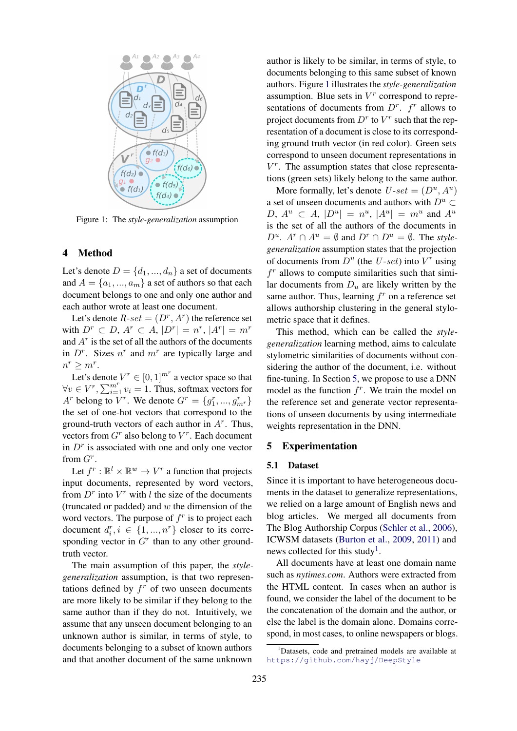Figure 1: The *style-generalization* assumption

## 4 Method

Let's denote $D = \{d_1, ..., d_n\}$ a set of documents and $A = \{a_1, ..., a_m\}$ a set of authors so that each document belongs to one and only one author and each author wrote at least one document.

Let's denote $R$-$set = (D^r, A^r)$ the reference set with $D^r \subset D$, $A^r \subset A$, $|D^r| = n^r$, $|A^r| = m^r$ and $A^r$ is the set of all the authors of the documents in $D^r$. Sizes $n^r$ and $m^r$ are typically large and $n^r \geq m^r$.

Let's denote $V^r \in [0, 1]^{m^r}$ a vector space so that $\forall v \in V^r, \sum_{i=1}^{m^r} v_i = 1$. Thus, softmax vectors for $A^r$ belong to $V^r$. We denote $G^r = \{g_1^r, ..., g_{m^r}^r\}$ the set of one-hot vectors that correspond to the ground-truth vectors of each author in $A^r$. Thus, vectors from $G^r$ also belong to $V^r$. Each document in $D^r$ is associated with one and only one vector from $G^r$.

Let $f^r : \mathbb{R}^l \times \mathbb{R}^w \rightarrow V^r$ a function that projects input documents, represented by word vectors, from $D^r$ into $V^r$ with $l$ the size of the documents (truncated or padded) and $w$ the dimension of the word vectors. The purpose of $f^r$ is to project each document $d_i^r, i \in \{1, ..., n^r\}$ closer to its corresponding vector in $G^r$ than to any other ground-truth vector.

The main assumption of this paper, the *style-generalization* assumption, is that two representations defined by $f^r$ of two unseen documents are more likely to be similar if they belong to the same author than if they do not. Intuitively, we assume that any unseen document belonging to an unknown author is similar, in terms of style, to documents belonging to a subset of known authors and that another document of the same unknown author is likely to be similar, in terms of style, to documents belonging to this same subset of known authors. Figure 1 illustrates the *style-generalization* assumption. Blue sets in $V^r$ correspond to representations of documents from $D^r$. $f^r$ allows to project documents from $D^r$ to $V^r$ such that the representation of a document is close to its corresponding ground truth vector (in red color). Green sets correspond to unseen document representations in $V^r$. The assumption states that close representations (green sets) likely belong to the same author.

More formally, let's denote $U$-$set = (D^u, A^u)$ a set of unseen documents and authors with $D^u \subset D$, $A^u \subset A$, $|D^u| = n^u$, $|A^u| = m^u$ and $A^u$ is the set of all the authors of the documents in $D^u$. $A^r \cap A^u = \emptyset$ and $D^r \cap D^u = \emptyset$. The *style-generalization* assumption states that the projection of documents from $D^u$ (the $U$-$set$) into $V^r$ using $f^r$ allows to compute similarities such that similar documents from $D_u$ are likely written by the same author. Thus, learning $f^r$ on a reference set allows authorship clustering in the general stylometric space that it defines.

This method, which can be called the *style-generalization* learning method, aims to calculate stylometric similarities of documents without considering the author of the document, i.e. without fine-tuning. In Section 5, we propose to use a DNN model as the function $f^r$. We train the model on the reference set and generate vector representations of unseen documents by using intermediate weights representation in the DNN.

## 5 Experimentation

### 5.1 Dataset

Since it is important to have heterogeneous documents in the dataset to generalize representations, we relied on a large amount of English news and blog articles. We merged all documents from The Blog Authorship Corpus (Schler et al., 2006), ICWSM datasets (Burton et al., 2009, 2011) and news collected for this study[1].

All documents have at least one domain name such as *nytimes.com*. Authors were extracted from the HTML content. In cases when an author is found, we consider the label of the document to be the concatenation of the domain and the author, or else the label is the domain alone. Domains correspond, in most cases, to online newspapers or blogs.

[1] Datasets, code and pretrained models are available at https://github.com/hayj/DeepStyle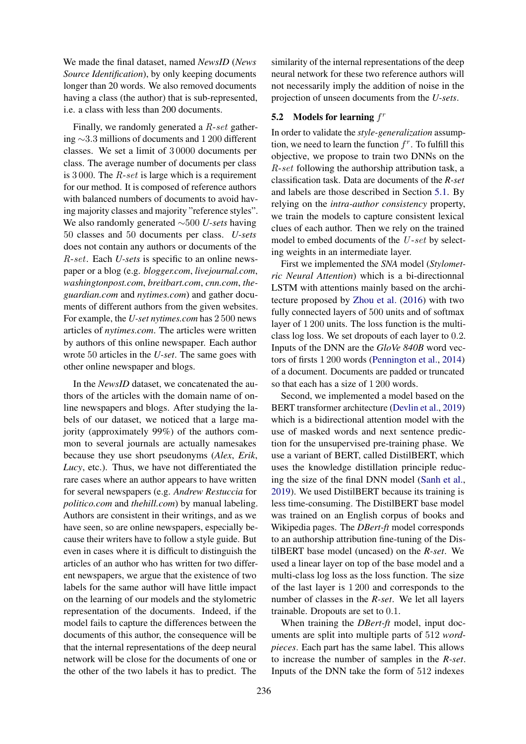We made the final dataset, named *NewsID* (*News Source Identification*), by only keeping documents longer than 20 words. We also removed documents having a class (the author) that is sub-represented, i.e. a class with less than 200 documents.

Finally, we randomly generated a $R\text{-}set$ gathering $\sim$3.3 millions of documents and 1 200 different classes. We set a limit of 3 0000 documents per class. The average number of documents per class is 3 000. The $R\text{-}set$ is large which is a requirement for our method. It is composed of reference authors with balanced numbers of documents to avoid having majority classes and majority "reference styles". We also randomly generated $\sim$500 *U-sets* having 50 classes and 50 documents per class. *U-sets* does not contain any authors or documents of the $R\text{-}set$. Each *U-sets* is specific to an online newspaper or a blog (e.g. *blogger.com*, *livejournal.com*, *washingtonpost.com*, *breitbart.com*, *cnn.com*, *theguardian.com* and *nytimes.com*) and gather documents of different authors from the given websites. For example, the *U-set nytimes.com* has 2 500 news articles of *nytimes.com*. The articles were written by authors of this online newspaper. Each author wrote 50 articles in the *U-set*. The same goes with other online newspaper and blogs.

In the *NewsID* dataset, we concatenated the authors of the articles with the domain name of online newspapers and blogs. After studying the labels of our dataset, we noticed that a large majority (approximately 99%) of the authors common to several journals are actually namesakes because they use short pseudonyms (*Alex*, *Erik*, *Lucy*, etc.). Thus, we have not differentiated the rare cases where an author appears to have written for several newspapers (e.g. *Andrew Restuccia* for *politico.com* and *thehill.com*) by manual labeling. Authors are consistent in their writings, and as we have seen, so are online newspapers, especially because their writers have to follow a style guide. But even in cases where it is difficult to distinguish the articles of an author who has written for two different newspapers, we argue that the existence of two labels for the same author will have little impact on the learning of our models and the stylometric representation of the documents. Indeed, if the model fails to capture the differences between the documents of this author, the consequence will be that the internal representations of the deep neural network will be close for the documents of one or the other of the two labels it has to predict. The similarity of the internal representations of the deep neural network for these two reference authors will not necessarily imply the addition of noise in the projection of unseen documents from the *U-sets*.

## 5.2 Models for learning $f^r$

In order to validate the *style-generalization* assumption, we need to learn the function $f^r$. To fulfill this objective, we propose to train two DNNs on the $R\text{-}set$ following the authorship attribution task, a classification task. Data are documents of the *R-set* and labels are those described in Section 5.1. By relying on the *intra-author consistency* property, we train the models to capture consistent lexical clues of each author. Then we rely on the trained model to embed documents of the $U\text{-}set$ by selecting weights in an intermediate layer.

First we implemented the *SNA* model (*Stylometric Neural Attention*) which is a bi-directionnal LSTM with attentions mainly based on the architecture proposed by Zhou et al. (2016) with two fully connected layers of 500 units and of softmax layer of 1 200 units. The loss function is the multi-class log loss. We set dropouts of each layer to 0.2. Inputs of the DNN are the *GloVe 840B* word vectors of firsts 1 200 words (Pennington et al., 2014) of a document. Documents are padded or truncated so that each has a size of 1 200 words.

Second, we implemented a model based on the BERT transformer architecture (Devlin et al., 2019) which is a bidirectional attention model with the use of masked words and next sentence prediction for the unsupervised pre-training phase. We use a variant of BERT, called DistilBERT, which uses the knowledge distillation principle reducing the size of the final DNN model (Sanh et al., 2019). We used DistilBERT because its training is less time-consuming. The DistilBERT base model was trained on an English corpus of books and Wikipedia pages. The *DBert-ft* model corresponds to an authorship attribution fine-tuning of the DistilBERT base model (uncased) on the *R-set*. We used a linear layer on top of the base model and a multi-class log loss as the loss function. The size of the last layer is 1 200 and corresponds to the number of classes in the *R-set*. We let all layers trainable. Dropouts are set to 0.1.

When training the *DBert-ft* model, input documents are split into multiple parts of 512 *wordpieces*. Each part has the same label. This allows to increase the number of samples in the *R-set*. Inputs of the DNN take the form of 512 indexes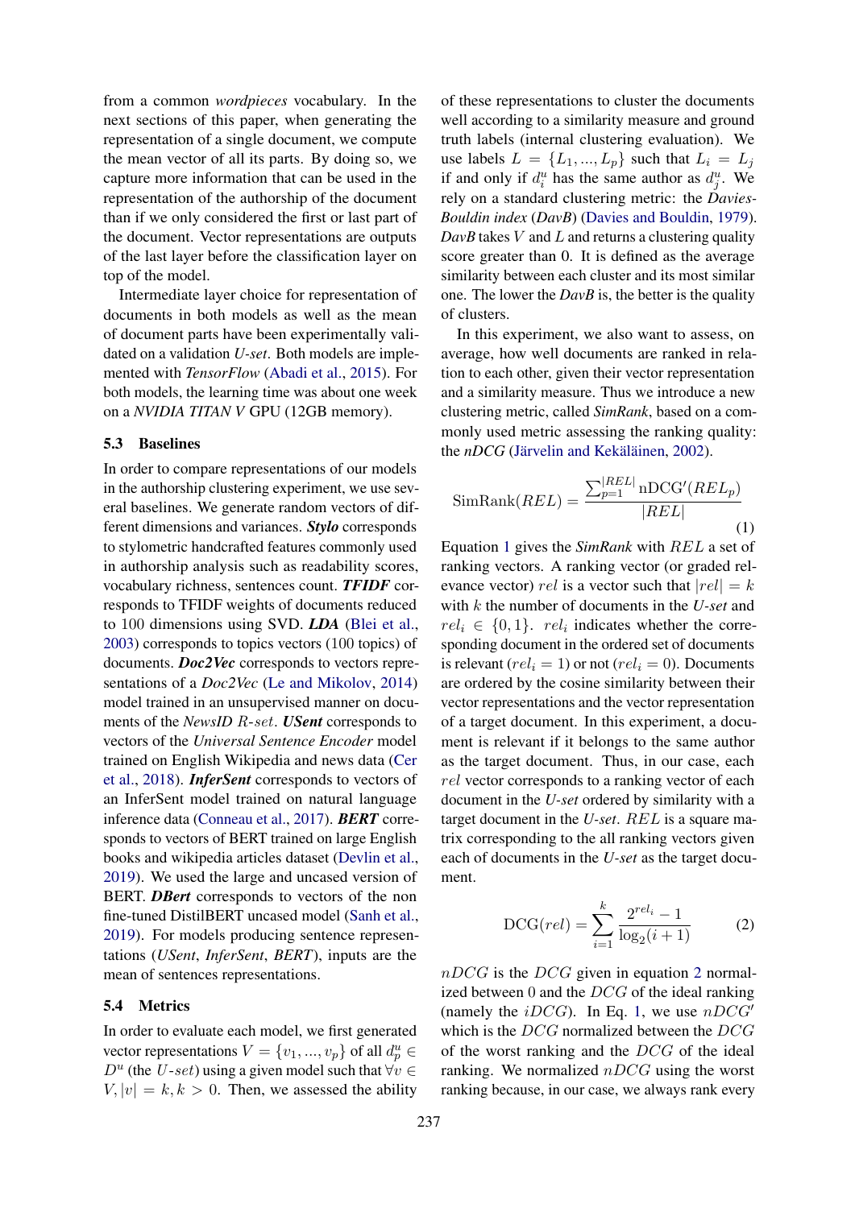from a common *wordpieces* vocabulary. In the next sections of this paper, when generating the representation of a single document, we compute the mean vector of all its parts. By doing so, we capture more information that can be used in the representation of the authorship of the document than if we only considered the first or last part of the document. Vector representations are outputs of the last layer before the classification layer on top of the model.

Intermediate layer choice for representation of documents in both models as well as the mean of document parts have been experimentally validated on a validation *U-set*. Both models are implemented with *TensorFlow* (Abadi et al., 2015). For both models, the learning time was about one week on a *NVIDIA TITAN V* GPU (12GB memory).

### 5.3 Baselines

In order to compare representations of our models in the authorship clustering experiment, we use several baselines. We generate random vectors of different dimensions and variances. ***Stylo*** corresponds to stylometric handcrafted features commonly used in authorship analysis such as readability scores, vocabulary richness, sentences count. ***TFIDF*** corresponds to TFIDF weights of documents reduced to 100 dimensions using SVD. ***LDA*** (Blei et al., 2003) corresponds to topics vectors (100 topics) of documents. ***Doc2Vec*** corresponds to vectors representations of a *Doc2Vec* (Le and Mikolov, 2014) model trained in an unsupervised manner on documents of the *NewsID* $R$-*set*. ***USent*** corresponds to vectors of the *Universal Sentence Encoder* model trained on English Wikipedia and news data (Cer et al., 2018). ***InferSent*** corresponds to vectors of an InferSent model trained on natural language inference data (Conneau et al., 2017). ***BERT*** corresponds to vectors of BERT trained on large English books and wikipedia articles dataset (Devlin et al., 2019). We used the large and uncased version of BERT. ***DBert*** corresponds to vectors of the non fine-tuned DistilBERT uncased model (Sanh et al., 2019). For models producing sentence representations (*USent*, *InferSent*, *BERT*), inputs are the mean of sentences representations.

### 5.4 Metrics

In order to evaluate each model, we first generated vector representations $V = \{v_1, ..., v_p\}$ of all $d^u_p \in D^u$ (the $U$-$set$) using a given model such that $\forall v \in V, |v| = k, k > 0$. Then, we assessed the ability of these representations to cluster the documents well according to a similarity measure and ground truth labels (internal clustering evaluation). We use labels $L = \{L_1, ..., L_p\}$ such that $L_i = L_j$ if and only if $d^u_i$ has the same author as $d^u_j$. We rely on a standard clustering metric: the *Davies-Bouldin index* (*DavB*) (Davies and Bouldin, 1979). *DavB* takes $V$ and $L$ and returns a clustering quality score greater than 0. It is defined as the average similarity between each cluster and its most similar one. The lower the *DavB* is, the better is the quality of clusters.

In this experiment, we also want to assess, on average, how well documents are ranked in relation to each other, given their vector representation and a similarity measure. Thus we introduce a new clustering metric, called *SimRank*, based on a commonly used metric assessing the ranking quality: the *nDCG* (Järvelin and Kekäläinen, 2002).

$$\mathrm{SimRank}(REL) = \frac{\sum_{p=1}^{|REL|} \mathrm{nDCG}'(REL_p)}{|REL|} \tag{1}$$

Equation 1 gives the *SimRank* with $REL$ a set of ranking vectors. A ranking vector (or graded relevance vector) $rel$ is a vector such that $|rel| = k$ with $k$ the number of documents in the *U-set* and $rel_i \in \{0, 1\}$. $rel_i$ indicates whether the corresponding document in the ordered set of documents is relevant ($rel_i = 1$) or not ($rel_i = 0$). Documents are ordered by the cosine similarity between their vector representations and the vector representation of a target document. In this experiment, a document is relevant if it belongs to the same author as the target document. Thus, in our case, each $rel$ vector corresponds to a ranking vector of each document in the *U-set* ordered by similarity with a target document in the *U-set*. $REL$ is a square matrix corresponding to the all ranking vectors given each of documents in the *U-set* as the target document.

$$\mathrm{DCG}(rel) = \sum_{i=1}^{k} \frac{2^{rel_i} - 1}{\log_2(i + 1)} \tag{2}$$

$nDCG$ is the $DCG$ given in equation 2 normalized between 0 and the $DCG$ of the ideal ranking (namely the $iDCG$). In Eq. 1, we use $nDCG'$ which is the $DCG$ normalized between the $DCG$ of the worst ranking and the $DCG$ of the ideal ranking. We normalized $nDCG$ using the worst ranking because, in our case, we always rank every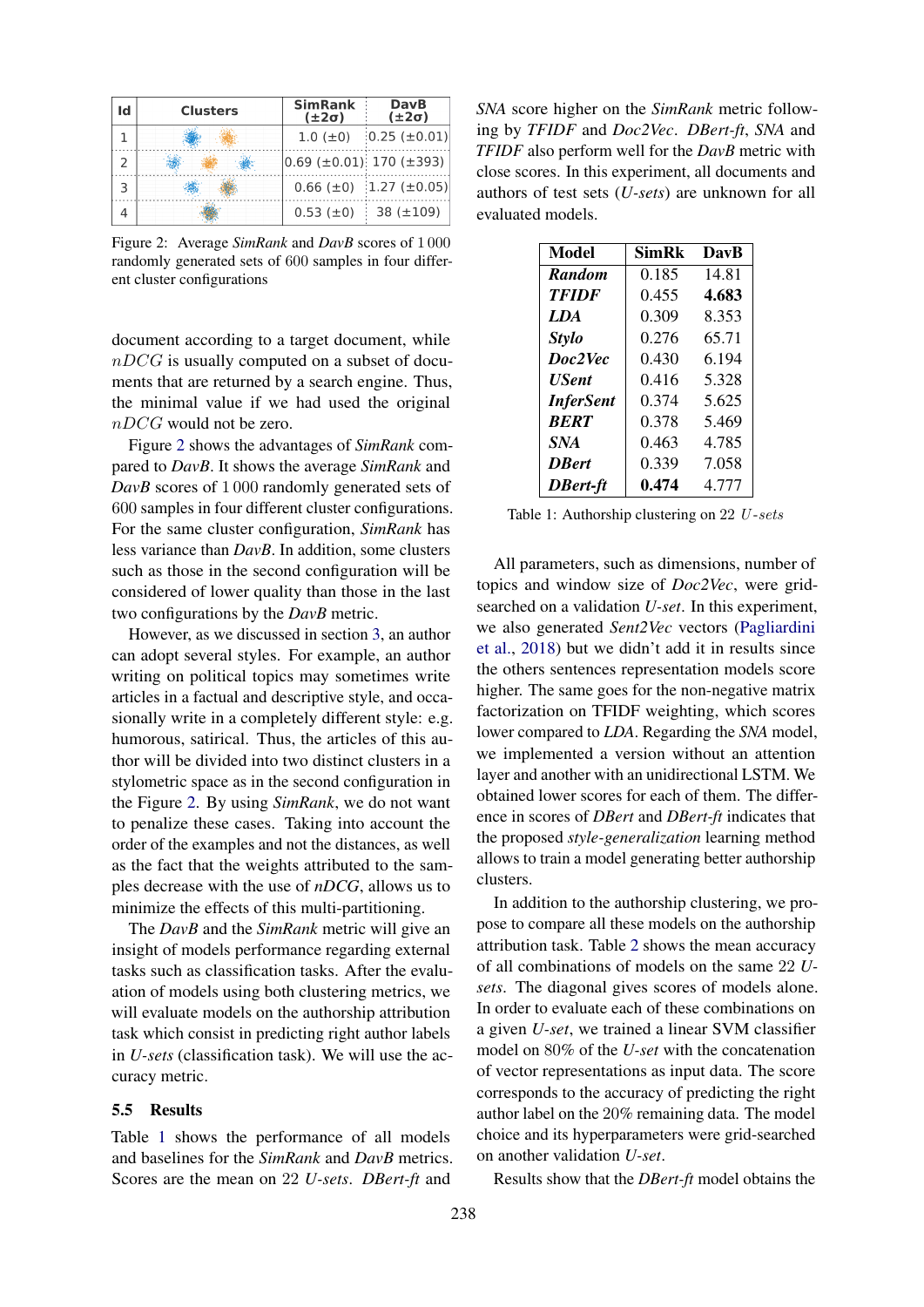| Id | Clusters | SimRank (±2σ) | DavB (±2σ) |
|---|---|---|---|
| 1 | | 1.0 (±0) | 0.25 (±0.01) |
| 2 | | 0.69 (±0.01) | 170 (±393) |
| 3 | | 0.66 (±0) | 1.27 (±0.05) |
| 4 | | 0.53 (±0) | 38 (±109) |

Figure 2: Average *SimRank* and *DavB* scores of 1 000 randomly generated sets of 600 samples in four different cluster configurations

document according to a target document, while $nDCG$ is usually computed on a subset of documents that are returned by a search engine. Thus, the minimal value if we had used the original $nDCG$ would not be zero.

Figure 2 shows the advantages of *SimRank* compared to *DavB*. It shows the average *SimRank* and *DavB* scores of 1 000 randomly generated sets of 600 samples in four different cluster configurations. For the same cluster configuration, *SimRank* has less variance than *DavB*. In addition, some clusters such as those in the second configuration will be considered of lower quality than those in the last two configurations by the *DavB* metric.

However, as we discussed in section 3, an author can adopt several styles. For example, an author writing on political topics may sometimes write articles in a factual and descriptive style, and occasionally write in a completely different style: e.g. humorous, satirical. Thus, the articles of this author will be divided into two distinct clusters in a stylometric space as in the second configuration in the Figure 2. By using *SimRank*, we do not want to penalize these cases. Taking into account the order of the examples and not the distances, as well as the fact that the weights attributed to the samples decrease with the use of *nDCG*, allows us to minimize the effects of this multi-partitioning.

The *DavB* and the *SimRank* metric will give an insight of models performance regarding external tasks such as classification tasks. After the evaluation of models using both clustering metrics, we will evaluate models on the authorship attribution task which consist in predicting right author labels in *U-sets* (classification task). We will use the accuracy metric.

### 5.5 Results

Table 1 shows the performance of all models and baselines for the *SimRank* and *DavB* metrics. Scores are the mean on 22 *U-sets*. *DBert-ft* and *SNA* score higher on the *SimRank* metric following by *TFIDF* and *Doc2Vec*. *DBert-ft*, *SNA* and *TFIDF* also perform well for the *DavB* metric with close scores. In this experiment, all documents and authors of test sets (*U-sets*) are unknown for all evaluated models.

| Model | SimRk | DavB |
|---|---|---|
| ***Random*** | 0.185 | 14.81 |
| ***TFIDF*** | 0.455 | **4.683** |
| ***LDA*** | 0.309 | 8.353 |
| ***Stylo*** | 0.276 | 65.71 |
| ***Doc2Vec*** | 0.430 | 6.194 |
| ***USent*** | 0.416 | 5.328 |
| ***InferSent*** | 0.374 | 5.625 |
| ***BERT*** | 0.378 | 5.469 |
| ***SNA*** | 0.463 | 4.785 |
| ***DBert*** | 0.339 | 7.058 |
| ***DBert-ft*** | **0.474** | 4.777 |

Table 1: Authorship clustering on 22 *U-sets*

All parameters, such as dimensions, number of topics and window size of *Doc2Vec*, were grid-searched on a validation *U-set*. In this experiment, we also generated *Sent2Vec* vectors (Pagliardini et al., 2018) but we didn't add it in results since the others sentences representation models score higher. The same goes for the non-negative matrix factorization on TFIDF weighting, which scores lower compared to *LDA*. Regarding the *SNA* model, we implemented a version without an attention layer and another with an unidirectional LSTM. We obtained lower scores for each of them. The difference in scores of *DBert* and *DBert-ft* indicates that the proposed *style-generalization* learning method allows to train a model generating better authorship clusters.

In addition to the authorship clustering, we propose to compare all these models on the authorship attribution task. Table 2 shows the mean accuracy of all combinations of models on the same 22 *U-sets*. The diagonal gives scores of models alone. In order to evaluate each of these combinations on a given *U-set*, we trained a linear SVM classifier model on 80% of the *U-set* with the concatenation of vector representations as input data. The score corresponds to the accuracy of predicting the right author label on the 20% remaining data. The model choice and its hyperparameters were grid-searched on another validation *U-set*.

Results show that the *DBert-ft* model obtains the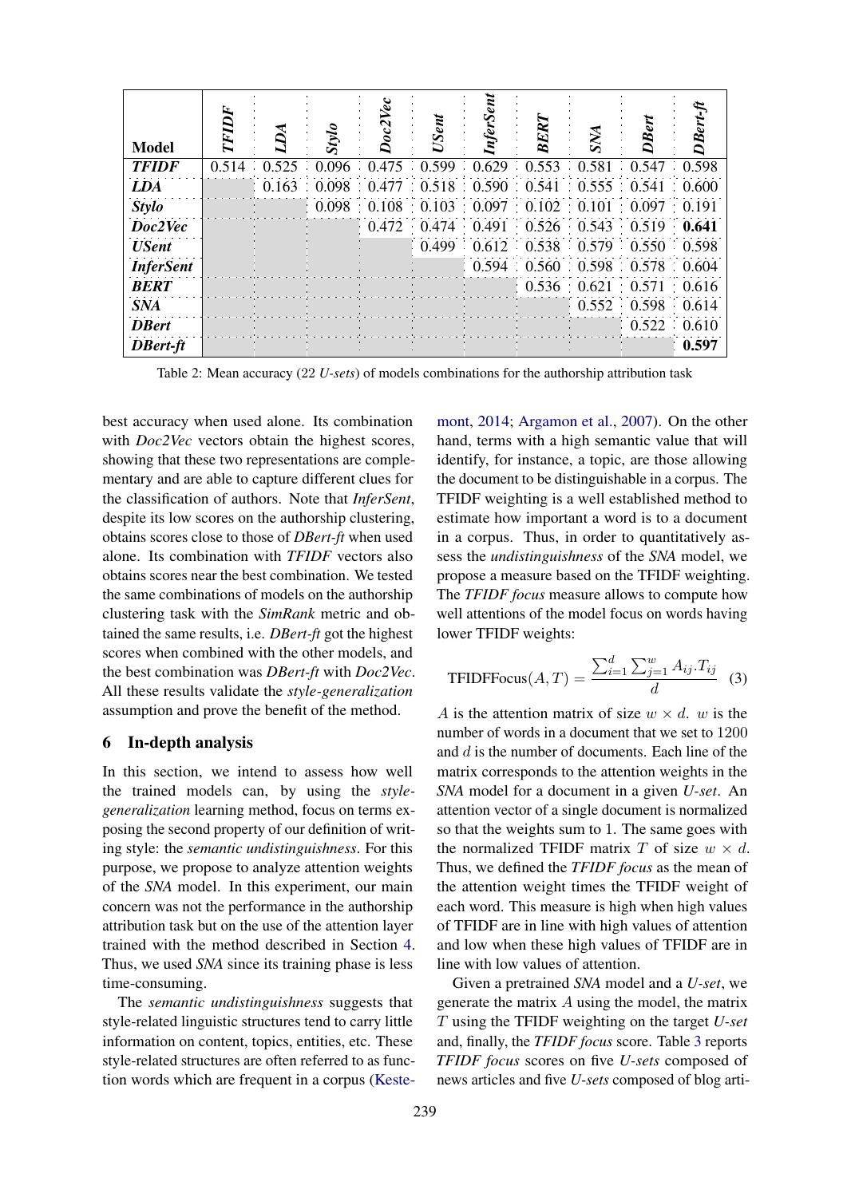| Model | *TFIDF* | *LDA* | *Stylo* | *Doc2Vec* | *USent* | *InferSent* | *BERT* | *SNA* | *DBert* | *DBert-ft* |
|---|---|---|---|---|---|---|---|---|---|---|
| ***TFIDF*** | 0.514 | 0.525 | 0.096 | 0.475 | 0.599 | 0.629 | 0.553 | 0.581 | 0.547 | 0.598 |
| ***LDA*** | | 0.163 | 0.098 | 0.477 | 0.518 | 0.590 | 0.541 | 0.555 | 0.541 | 0.600 |
| ***Stylo*** | | | 0.098 | 0.108 | 0.103 | 0.097 | 0.102 | 0.101 | 0.097 | 0.191 |
| ***Doc2Vec*** | | | | 0.472 | 0.474 | 0.491 | 0.526 | 0.543 | 0.519 | **0.641** |
| ***USent*** | | | | | 0.499 | 0.612 | 0.538 | 0.579 | 0.550 | 0.598 |
| ***InferSent*** | | | | | | 0.594 | 0.560 | 0.598 | 0.578 | 0.604 |
| ***BERT*** | | | | | | | 0.536 | 0.621 | 0.571 | 0.616 |
| ***SNA*** | | | | | | | | 0.552 | 0.598 | 0.614 |
| ***DBert*** | | | | | | | | | 0.522 | 0.610 |
| ***DBert-ft*** | | | | | | | | | | **0.597** |

Table 2: Mean accuracy (22 *U-sets*) of models combinations for the authorship attribution task

best accuracy when used alone. Its combination with *Doc2Vec* vectors obtain the highest scores, showing that these two representations are complementary and are able to capture different clues for the classification of authors. Note that *InferSent*, despite its low scores on the authorship clustering, obtains scores close to those of *DBert-ft* when used alone. Its combination with *TFIDF* vectors also obtains scores near the best combination. We tested the same combinations of models on the authorship clustering task with the *SimRank* metric and obtained the same results, i.e. *DBert-ft* got the highest scores when combined with the other models, and the best combination was *DBert-ft* with *Doc2Vec*. All these results validate the *style-generalization* assumption and prove the benefit of the method.

## 6 In-depth analysis

In this section, we intend to assess how well the trained models can, by using the *style-generalization* learning method, focus on terms exposing the second property of our definition of writing style: the *semantic undistinguishness*. For this purpose, we propose to analyze attention weights of the *SNA* model. In this experiment, our main concern was not the performance in the authorship attribution task but on the use of the attention layer trained with the method described in Section 4. Thus, we used *SNA* since its training phase is less time-consuming.

The *semantic undistinguishness* suggests that style-related linguistic structures tend to carry little information on content, topics, entities, etc. These style-related structures are often referred to as function words which are frequent in a corpus (Kestemont, 2014; Argamon et al., 2007). On the other hand, terms with a high semantic value that will identify, for instance, a topic, are those allowing the document to be distinguishable in a corpus. The TFIDF weighting is a well established method to estimate how important a word is to a document in a corpus. Thus, in order to quantitatively assess the *undistinguishness* of the *SNA* model, we propose a measure based on the TFIDF weighting. The *TFIDF focus* measure allows to compute how well attentions of the model focus on words having lower TFIDF weights:

$$\text{TFIDFFocus}(A, T) = \frac{\sum_{i=1}^{d} \sum_{j=1}^{w} A_{ij}.T_{ij}}{d} \quad (3)$$

$A$ is the attention matrix of size $w \times d$. $w$ is the number of words in a document that we set to 1200 and $d$ is the number of documents. Each line of the matrix corresponds to the attention weights in the *SNA* model for a document in a given *U-set*. An attention vector of a single document is normalized so that the weights sum to 1. The same goes with the normalized TFIDF matrix $T$ of size $w \times d$. Thus, we defined the *TFIDF focus* as the mean of the attention weight times the TFIDF weight of each word. This measure is high when high values of TFIDF are in line with high values of attention and low when these high values of TFIDF are in line with low values of attention.

Given a pretrained *SNA* model and a *U-set*, we generate the matrix $A$ using the model, the matrix $T$ using the TFIDF weighting on the target *U-set* and, finally, the *TFIDF focus* score. Table 3 reports *TFIDF focus* scores on five *U-sets* composed of news articles and five *U-sets* composed of blog arti-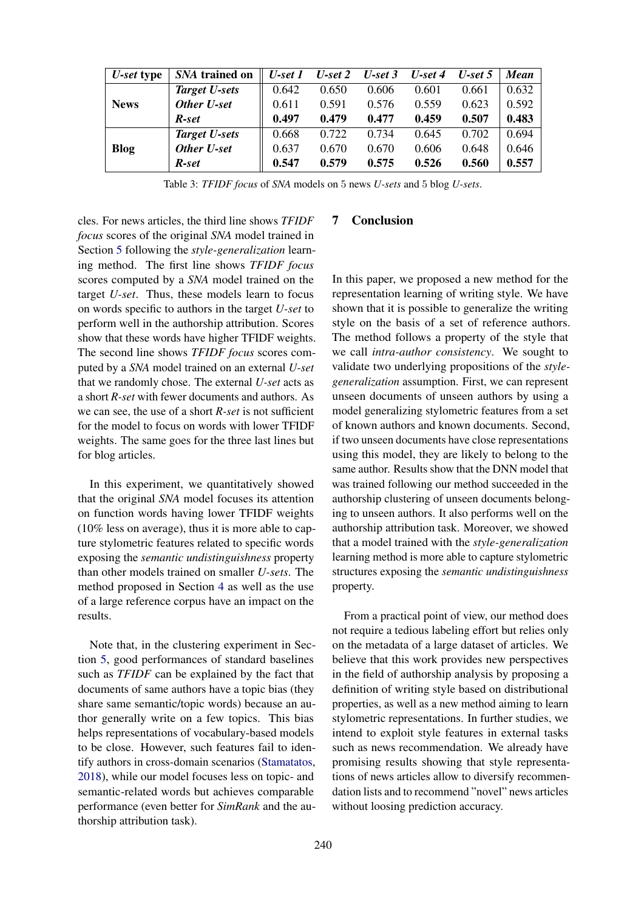| *U-set* type | *SNA* trained on | *U-set 1* | *U-set 2* | *U-set 3* | *U-set 4* | *U-set 5* | *Mean* |
|---|---|---|---|---|---|---|---|
| **News** | ***Target U-sets*** | 0.642 | 0.650 | 0.606 | 0.601 | 0.661 | 0.632 |
| | ***Other U-set*** | 0.611 | 0.591 | 0.576 | 0.559 | 0.623 | 0.592 |
| | ***R-set*** | **0.497** | **0.479** | **0.477** | **0.459** | **0.507** | **0.483** |
| **Blog** | ***Target U-sets*** | 0.668 | 0.722 | 0.734 | 0.645 | 0.702 | 0.694 |
| | ***Other U-set*** | 0.637 | 0.670 | 0.670 | 0.606 | 0.648 | 0.646 |
| | ***R-set*** | **0.547** | **0.579** | **0.575** | **0.526** | **0.560** | **0.557** |

Table 3: *TFIDF focus* of *SNA* models on 5 news *U-sets* and 5 blog *U-sets*.

cles. For news articles, the third line shows *TFIDF focus* scores of the original *SNA* model trained in Section 5 following the *style-generalization* learning method. The first line shows *TFIDF focus* scores computed by a *SNA* model trained on the target *U-set*. Thus, these models learn to focus on words specific to authors in the target *U-set* to perform well in the authorship attribution. Scores show that these words have higher TFIDF weights. The second line shows *TFIDF focus* scores computed by a *SNA* model trained on an external *U-set* that we randomly chose. The external *U-set* acts as a short *R-set* with fewer documents and authors. As we can see, the use of a short *R-set* is not sufficient for the model to focus on words with lower TFIDF weights. The same goes for the three last lines but for blog articles.

In this experiment, we quantitatively showed that the original *SNA* model focuses its attention on function words having lower TFIDF weights (10% less on average), thus it is more able to capture stylometric features related to specific words exposing the *semantic undistinguishness* property than other models trained on smaller *U-sets*. The method proposed in Section 4 as well as the use of a large reference corpus have an impact on the results.

Note that, in the clustering experiment in Section 5, good performances of standard baselines such as *TFIDF* can be explained by the fact that documents of same authors have a topic bias (they share same semantic/topic words) because an author generally write on a few topics. This bias helps representations of vocabulary-based models to be close. However, such features fail to identify authors in cross-domain scenarios (Stamatatos, 2018), while our model focuses less on topic- and semantic-related words but achieves comparable performance (even better for *SimRank* and the authorship attribution task).

## 7 Conclusion

In this paper, we proposed a new method for the representation learning of writing style. We have shown that it is possible to generalize the writing style on the basis of a set of reference authors. The method follows a property of the style that we call *intra-author consistency*. We sought to validate two underlying propositions of the *style-generalization* assumption. First, we can represent unseen documents of unseen authors by using a model generalizing stylometric features from a set of known authors and known documents. Second, if two unseen documents have close representations using this model, they are likely to belong to the same author. Results show that the DNN model that was trained following our method succeeded in the authorship clustering of unseen documents belonging to unseen authors. It also performs well on the authorship attribution task. Moreover, we showed that a model trained with the *style-generalization* learning method is more able to capture stylometric structures exposing the *semantic undistinguishness* property.

From a practical point of view, our method does not require a tedious labeling effort but relies only on the metadata of a large dataset of articles. We believe that this work provides new perspectives in the field of authorship analysis by proposing a definition of writing style based on distributional properties, as well as a new method aiming to learn stylometric representations. In further studies, we intend to exploit style features in external tasks such as news recommendation. We already have promising results showing that style representations of news articles allow to diversify recommendation lists and to recommend "novel" news articles without loosing prediction accuracy.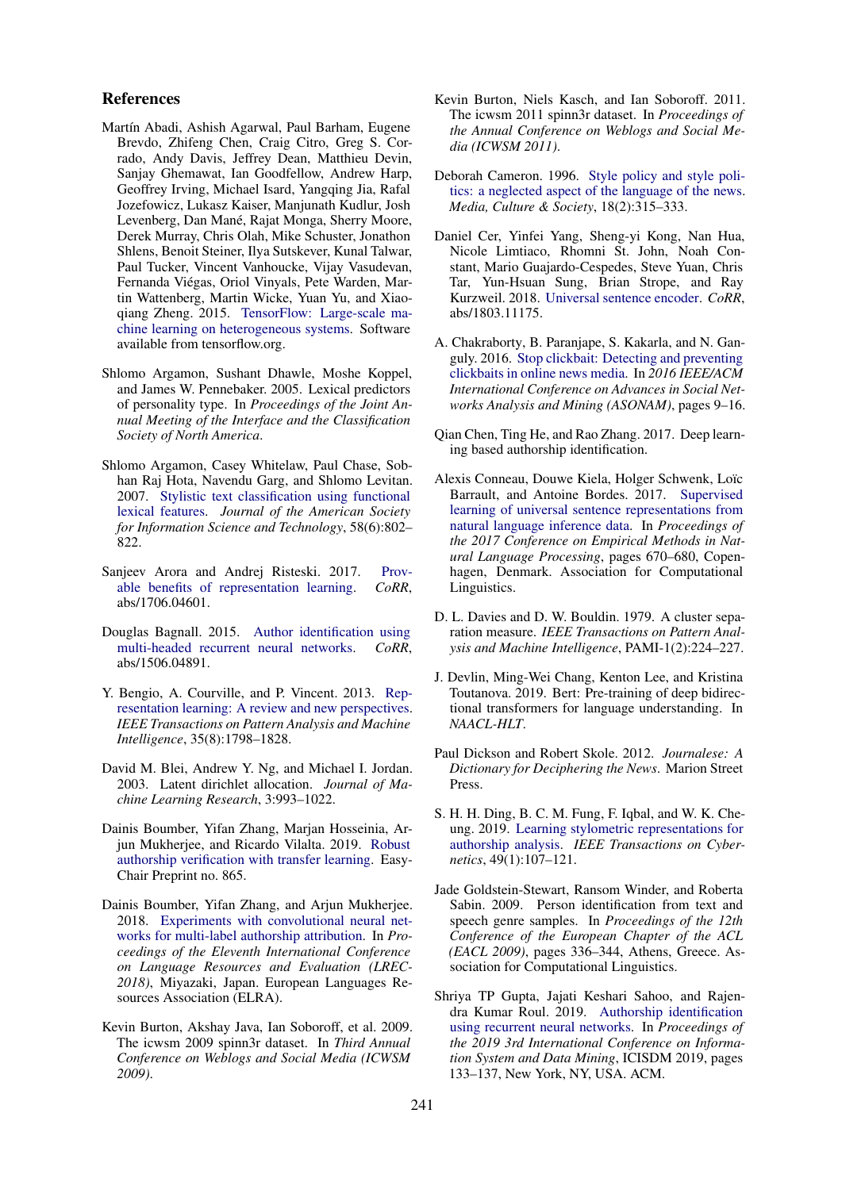## References

Martín Abadi, Ashish Agarwal, Paul Barham, Eugene Brevdo, Zhifeng Chen, Craig Citro, Greg S. Corrado, Andy Davis, Jeffrey Dean, Matthieu Devin, Sanjay Ghemawat, Ian Goodfellow, Andrew Harp, Geoffrey Irving, Michael Isard, Yangqing Jia, Rafal Jozefowicz, Lukasz Kaiser, Manjunath Kudlur, Josh Levenberg, Dan Mané, Rajat Monga, Sherry Moore, Derek Murray, Chris Olah, Mike Schuster, Jonathon Shlens, Benoit Steiner, Ilya Sutskever, Kunal Talwar, Paul Tucker, Vincent Vanhoucke, Vijay Vasudevan, Fernanda Viégas, Oriol Vinyals, Pete Warden, Martin Wattenberg, Martin Wicke, Yuan Yu, and Xiaoqiang Zheng. 2015. TensorFlow: Large-scale machine learning on heterogeneous systems. Software available from tensorflow.org.

Shlomo Argamon, Sushant Dhawle, Moshe Koppel, and James W. Pennebaker. 2005. Lexical predictors of personality type. In *Proceedings of the Joint Annual Meeting of the Interface and the Classification Society of North America*.

Shlomo Argamon, Casey Whitelaw, Paul Chase, Sobhan Raj Hota, Navendu Garg, and Shlomo Levitan. 2007. Stylistic text classification using functional lexical features. *Journal of the American Society for Information Science and Technology*, 58(6):802–822.

Sanjeev Arora and Andrej Risteski. 2017. Provable benefits of representation learning. *CoRR*, abs/1706.04601.

Douglas Bagnall. 2015. Author identification using multi-headed recurrent neural networks. *CoRR*, abs/1506.04891.

Y. Bengio, A. Courville, and P. Vincent. 2013. Representation learning: A review and new perspectives. *IEEE Transactions on Pattern Analysis and Machine Intelligence*, 35(8):1798–1828.

David M. Blei, Andrew Y. Ng, and Michael I. Jordan. 2003. Latent dirichlet allocation. *Journal of Machine Learning Research*, 3:993–1022.

Dainis Boumber, Yifan Zhang, Marjan Hosseinia, Arjun Mukherjee, and Ricardo Vilalta. 2019. Robust authorship verification with transfer learning. EasyChair Preprint no. 865.

Dainis Boumber, Yifan Zhang, and Arjun Mukherjee. 2018. Experiments with convolutional neural networks for multi-label authorship attribution. In *Proceedings of the Eleventh International Conference on Language Resources and Evaluation (LREC-2018)*, Miyazaki, Japan. European Languages Resources Association (ELRA).

Kevin Burton, Akshay Java, Ian Soboroff, et al. 2009. The icwsm 2009 spinn3r dataset. In *Third Annual Conference on Weblogs and Social Media (ICWSM 2009)*.

Kevin Burton, Niels Kasch, and Ian Soboroff. 2011. The icwsm 2011 spinn3r dataset. In *Proceedings of the Annual Conference on Weblogs and Social Media (ICWSM 2011)*.

Deborah Cameron. 1996. Style policy and style politics: a neglected aspect of the language of the news. *Media, Culture & Society*, 18(2):315–333.

Daniel Cer, Yinfei Yang, Sheng-yi Kong, Nan Hua, Nicole Limtiaco, Rhomni St. John, Noah Constant, Mario Guajardo-Cespedes, Steve Yuan, Chris Tar, Yun-Hsuan Sung, Brian Strope, and Ray Kurzweil. 2018. Universal sentence encoder. *CoRR*, abs/1803.11175.

A. Chakraborty, B. Paranjape, S. Kakarla, and N. Ganguly. 2016. Stop clickbait: Detecting and preventing clickbaits in online news media. In *2016 IEEE/ACM International Conference on Advances in Social Networks Analysis and Mining (ASONAM)*, pages 9–16.

Qian Chen, Ting He, and Rao Zhang. 2017. Deep learning based authorship identification.

Alexis Conneau, Douwe Kiela, Holger Schwenk, Loïc Barrault, and Antoine Bordes. 2017. Supervised learning of universal sentence representations from natural language inference data. In *Proceedings of the 2017 Conference on Empirical Methods in Natural Language Processing*, pages 670–680, Copenhagen, Denmark. Association for Computational Linguistics.

D. L. Davies and D. W. Bouldin. 1979. A cluster separation measure. *IEEE Transactions on Pattern Analysis and Machine Intelligence*, PAMI-1(2):224–227.

J. Devlin, Ming-Wei Chang, Kenton Lee, and Kristina Toutanova. 2019. Bert: Pre-training of deep bidirectional transformers for language understanding. In *NAACL-HLT*.

Paul Dickson and Robert Skole. 2012. *Journalese: A Dictionary for Deciphering the News*. Marion Street Press.

S. H. H. Ding, B. C. M. Fung, F. Iqbal, and W. K. Cheung. 2019. Learning stylometric representations for authorship analysis. *IEEE Transactions on Cybernetics*, 49(1):107–121.

Jade Goldstein-Stewart, Ransom Winder, and Roberta Sabin. 2009. Person identification from text and speech genre samples. In *Proceedings of the 12th Conference of the European Chapter of the ACL (EACL 2009)*, pages 336–344, Athens, Greece. Association for Computational Linguistics.

Shriya TP Gupta, Jajati Keshari Sahoo, and Rajendra Kumar Roul. 2019. Authorship identification using recurrent neural networks. In *Proceedings of the 2019 3rd International Conference on Information System and Data Mining*, ICISDM 2019, pages 133–137, New York, NY, USA. ACM.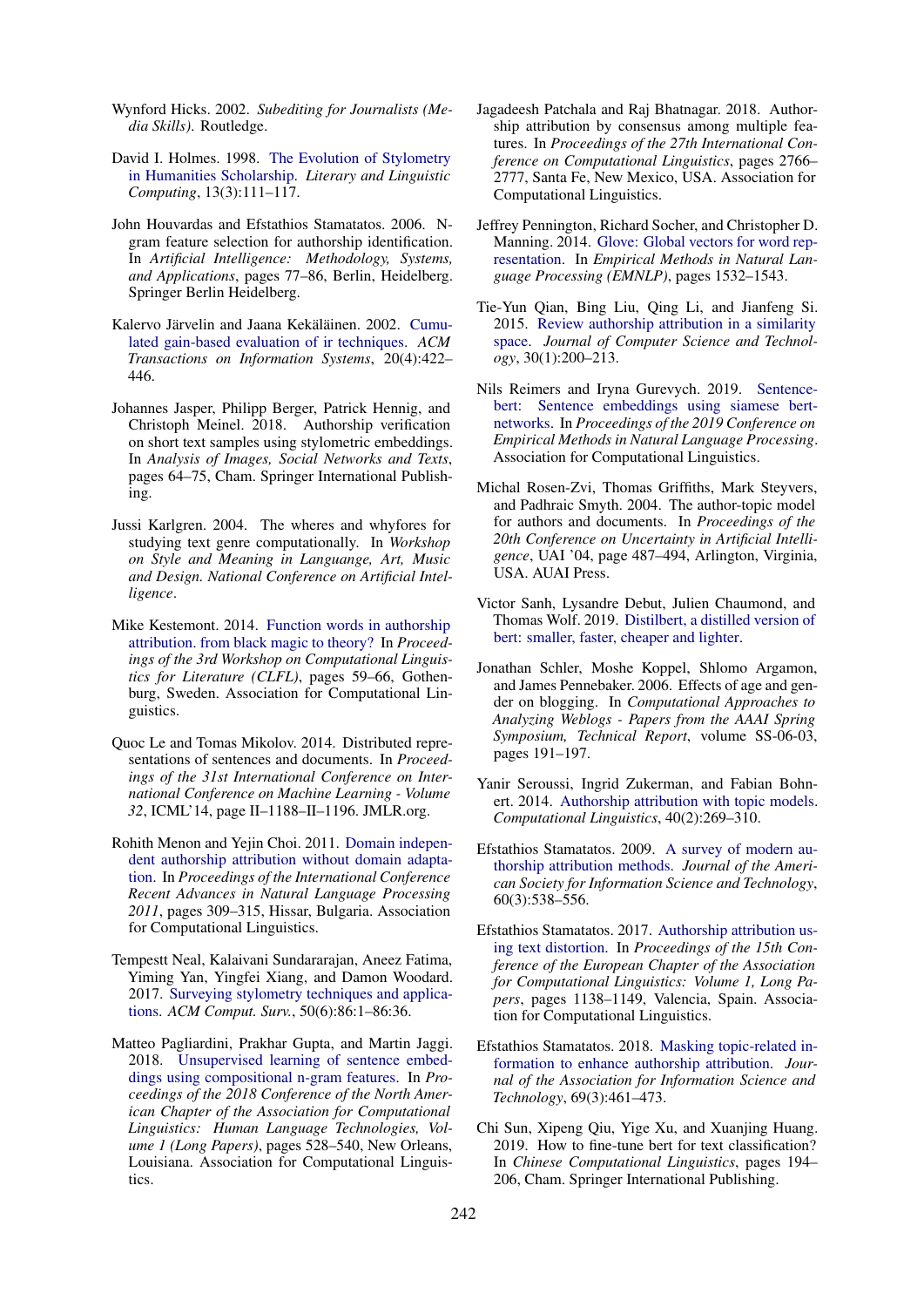Wynford Hicks. 2002. *Subediting for Journalists (Media Skills)*. Routledge.

David I. Holmes. 1998. The Evolution of Stylometry in Humanities Scholarship. *Literary and Linguistic Computing*, 13(3):111–117.

John Houvardas and Efstathios Stamatatos. 2006. N-gram feature selection for authorship identification. In *Artificial Intelligence: Methodology, Systems, and Applications*, pages 77–86, Berlin, Heidelberg. Springer Berlin Heidelberg.

Kalervo Järvelin and Jaana Kekäläinen. 2002. Cumulated gain-based evaluation of ir techniques. *ACM Transactions on Information Systems*, 20(4):422–446.

Johannes Jasper, Philipp Berger, Patrick Hennig, and Christoph Meinel. 2018. Authorship verification on short text samples using stylometric embeddings. In *Analysis of Images, Social Networks and Texts*, pages 64–75, Cham. Springer International Publishing.

Jussi Karlgren. 2004. The wheres and whyfores for studying text genre computationally. In *Workshop on Style and Meaning in Language, Art, Music and Design. National Conference on Artificial Intelligence*.

Mike Kestemont. 2014. Function words in authorship attribution. from black magic to theory? In *Proceedings of the 3rd Workshop on Computational Linguistics for Literature (CLFL)*, pages 59–66, Gothenburg, Sweden. Association for Computational Linguistics.

Quoc Le and Tomas Mikolov. 2014. Distributed representations of sentences and documents. In *Proceedings of the 31st International Conference on International Conference on Machine Learning - Volume 32*, ICML'14, page II–1188–II–1196. JMLR.org.

Rohith Menon and Yejin Choi. 2011. Domain independent authorship attribution without domain adaptation. In *Proceedings of the International Conference Recent Advances in Natural Language Processing 2011*, pages 309–315, Hissar, Bulgaria. Association for Computational Linguistics.

Tempestt Neal, Kalaivani Sundararajan, Aneez Fatima, Yiming Yan, Yingfei Xiang, and Damon Woodard. 2017. Surveying stylometry techniques and applications. *ACM Comput. Surv.*, 50(6):86:1–86:36.

Matteo Pagliardini, Prakhar Gupta, and Martin Jaggi. 2018. Unsupervised learning of sentence embeddings using compositional n-gram features. In *Proceedings of the 2018 Conference of the North American Chapter of the Association for Computational Linguistics: Human Language Technologies, Volume 1 (Long Papers)*, pages 528–540, New Orleans, Louisiana. Association for Computational Linguistics.

Jagadeesh Patchala and Raj Bhatnagar. 2018. Authorship attribution by consensus among multiple features. In *Proceedings of the 27th International Conference on Computational Linguistics*, pages 2766–2777, Santa Fe, New Mexico, USA. Association for Computational Linguistics.

Jeffrey Pennington, Richard Socher, and Christopher D. Manning. 2014. Glove: Global vectors for word representation. In *Empirical Methods in Natural Language Processing (EMNLP)*, pages 1532–1543.

Tie-Yun Qian, Bing Liu, Qing Li, and Jianfeng Si. 2015. Review authorship attribution in a similarity space. *Journal of Computer Science and Technology*, 30(1):200–213.

Nils Reimers and Iryna Gurevych. 2019. Sentence-bert: Sentence embeddings using siamese bert-networks. In *Proceedings of the 2019 Conference on Empirical Methods in Natural Language Processing*. Association for Computational Linguistics.

Michal Rosen-Zvi, Thomas Griffiths, Mark Steyvers, and Padhraic Smyth. 2004. The author-topic model for authors and documents. In *Proceedings of the 20th Conference on Uncertainty in Artificial Intelligence*, UAI '04, page 487–494, Arlington, Virginia, USA. AUAI Press.

Victor Sanh, Lysandre Debut, Julien Chaumond, and Thomas Wolf. 2019. Distilbert, a distilled version of bert: smaller, faster, cheaper and lighter.

Jonathan Schler, Moshe Koppel, Shlomo Argamon, and James Pennebaker. 2006. Effects of age and gender on blogging. In *Computational Approaches to Analyzing Weblogs - Papers from the AAAI Spring Symposium, Technical Report*, volume SS-06-03, pages 191–197.

Yanir Seroussi, Ingrid Zukerman, and Fabian Bohnert. 2014. Authorship attribution with topic models. *Computational Linguistics*, 40(2):269–310.

Efstathios Stamatatos. 2009. A survey of modern authorship attribution methods. *Journal of the American Society for Information Science and Technology*, 60(3):538–556.

Efstathios Stamatatos. 2017. Authorship attribution using text distortion. In *Proceedings of the 15th Conference of the European Chapter of the Association for Computational Linguistics: Volume 1, Long Papers*, pages 1138–1149, Valencia, Spain. Association for Computational Linguistics.

Efstathios Stamatatos. 2018. Masking topic-related information to enhance authorship attribution. *Journal of the Association for Information Science and Technology*, 69(3):461–473.

Chi Sun, Xipeng Qiu, Yige Xu, and Xuanjing Huang. 2019. How to fine-tune bert for text classification? In *Chinese Computational Linguistics*, pages 194–206, Cham. Springer International Publishing.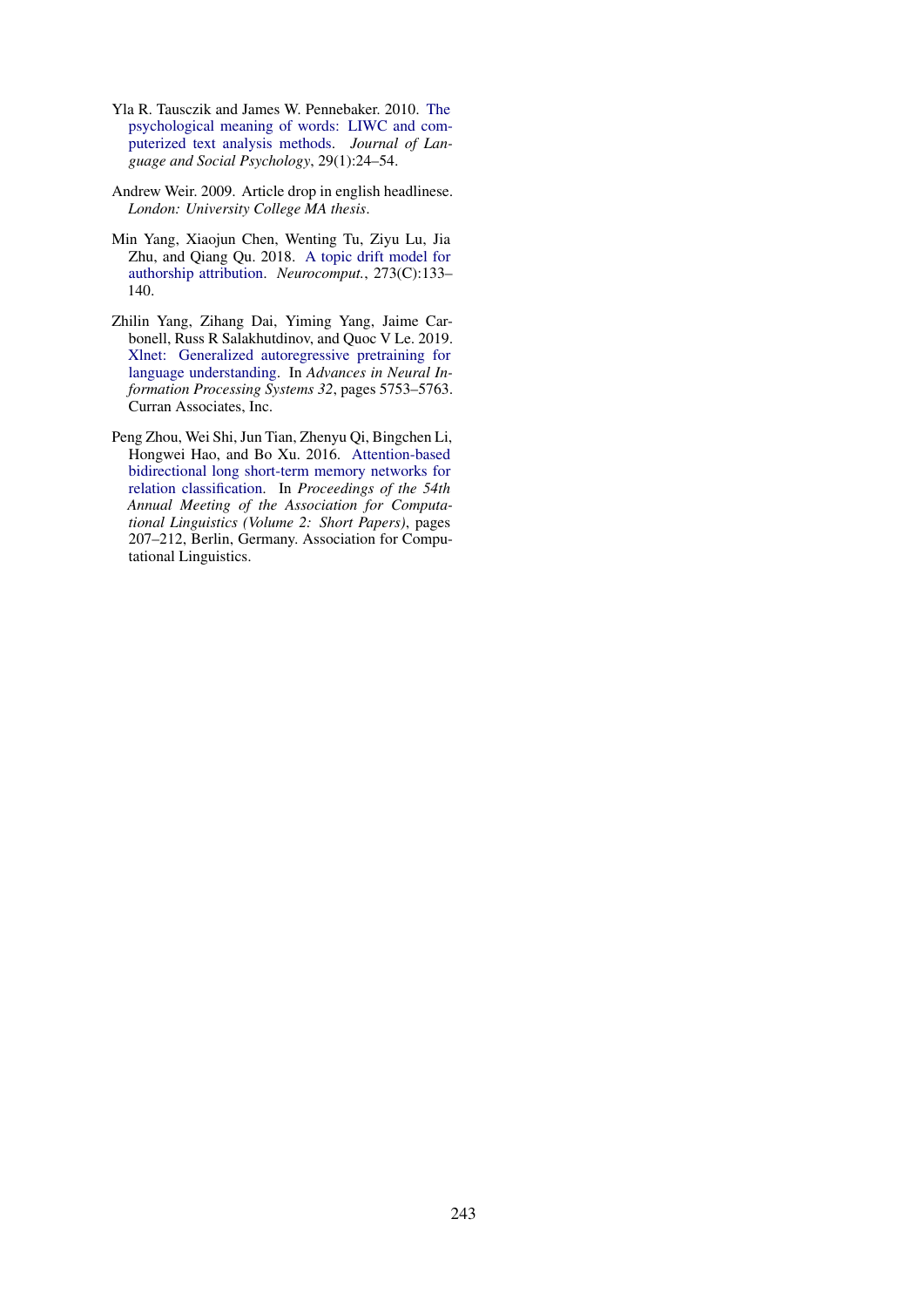Yla R. Tausczik and James W. Pennebaker. 2010. The psychological meaning of words: LIWC and computerized text analysis methods. *Journal of Language and Social Psychology*, 29(1):24–54.

Andrew Weir. 2009. Article drop in english headlinese. *London: University College MA thesis*.

Min Yang, Xiaojun Chen, Wenting Tu, Ziyu Lu, Jia Zhu, and Qiang Qu. 2018. A topic drift model for authorship attribution. *Neurocomput.*, 273(C):133–140.

Zhilin Yang, Zihang Dai, Yiming Yang, Jaime Carbonell, Russ R Salakhutdinov, and Quoc V Le. 2019. Xlnet: Generalized autoregressive pretraining for language understanding. In *Advances in Neural Information Processing Systems 32*, pages 5753–5763. Curran Associates, Inc.

Peng Zhou, Wei Shi, Jun Tian, Zhenyu Qi, Bingchen Li, Hongwei Hao, and Bo Xu. 2016. Attention-based bidirectional long short-term memory networks for relation classification. In *Proceedings of the 54th Annual Meeting of the Association for Computational Linguistics (Volume 2: Short Papers)*, pages 207–212, Berlin, Germany. Association for Computational Linguistics.